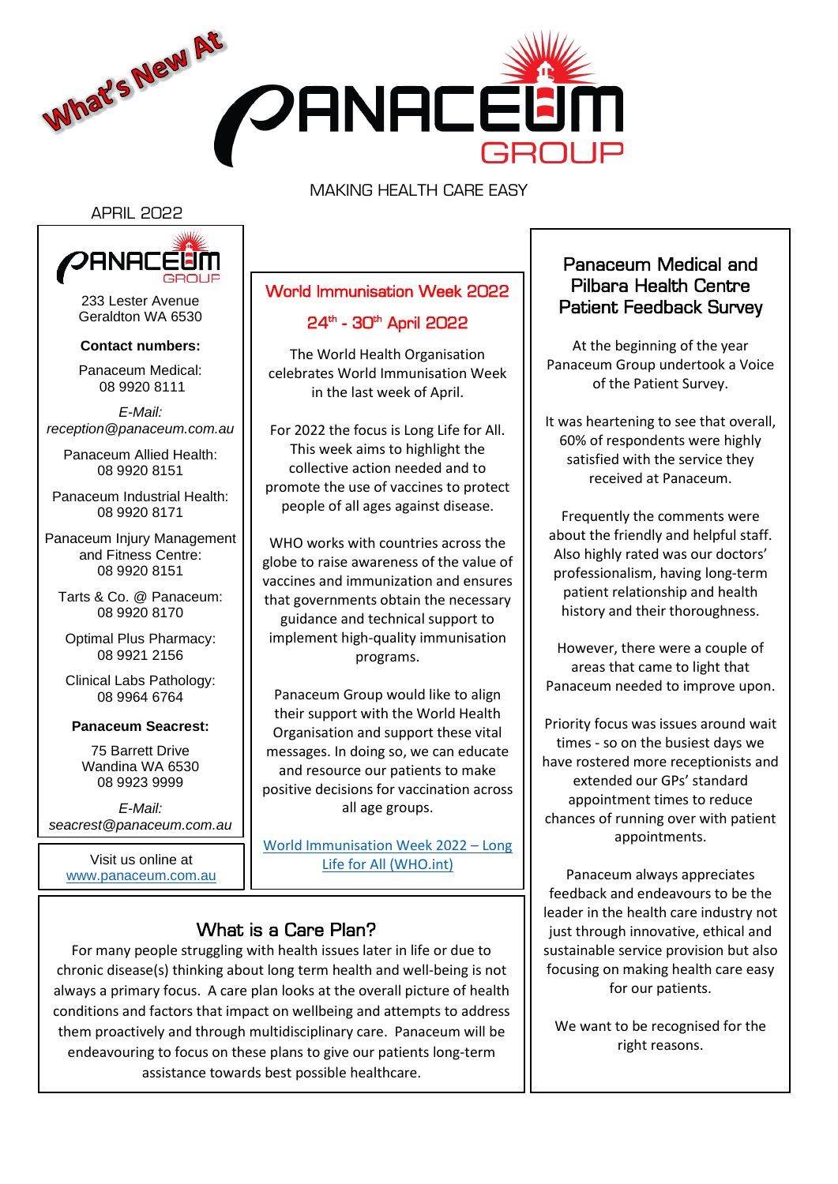What's New At

# PANACEUM GROUP

MAKING HEALTH CARE EASY

APRIL 2022

PANACEUM GROUP

233 Lester Avenue
Geraldton WA 6530

**Contact numbers:**

Panaceum Medical:
08 9920 8111

*E-Mail:*
*reception@panaceum.com.au*

Panaceum Allied Health:
08 9920 8151

Panaceum Industrial Health:
08 9920 8171

Panaceum Injury Management and Fitness Centre:
08 9920 8151

Tarts & Co. @ Panaceum:
08 9920 8170

Optimal Plus Pharmacy:
08 9921 2156

Clinical Labs Pathology:
08 9964 6764

**Panaceum Seacrest:**

75 Barrett Drive
Wandina WA 6530
08 9923 9999

*E-Mail:*
*seacrest@panaceum.com.au*

Visit us online at
[www.panaceum.com.au](www.panaceum.com.au)

## World Immunisation Week 2022

## 24th - 30th April 2022

The World Health Organisation celebrates World Immunisation Week in the last week of April.

For 2022 the focus is Long Life for All. This week aims to highlight the collective action needed and to promote the use of vaccines to protect people of all ages against disease.

WHO works with countries across the globe to raise awareness of the value of vaccines and immunization and ensures that governments obtain the necessary guidance and technical support to implement high-quality immunisation programs.

Panaceum Group would like to align their support with the World Health Organisation and support these vital messages. In doing so, we can educate and resource our patients to make positive decisions for vaccination across all age groups.

[World Immunisation Week 2022 – Long Life for All (WHO.int)]()

## Panaceum Medical and Pilbara Health Centre Patient Feedback Survey

At the beginning of the year Panaceum Group undertook a Voice of the Patient Survey.

It was heartening to see that overall, 60% of respondents were highly satisfied with the service they received at Panaceum.

Frequently the comments were about the friendly and helpful staff. Also highly rated was our doctors' professionalism, having long-term patient relationship and health history and their thoroughness.

However, there were a couple of areas that came to light that Panaceum needed to improve upon.

Priority focus was issues around wait times - so on the busiest days we have rostered more receptionists and extended our GPs' standard appointment times to reduce chances of running over with patient appointments.

Panaceum always appreciates feedback and endeavours to be the leader in the health care industry not just through innovative, ethical and sustainable service provision but also focusing on making health care easy for our patients.

We want to be recognised for the right reasons.

## What is a Care Plan?

For many people struggling with health issues later in life or due to chronic disease(s) thinking about long term health and well-being is not always a primary focus. A care plan looks at the overall picture of health conditions and factors that impact on wellbeing and attempts to address them proactively and through multidisciplinary care. Panaceum will be endeavouring to focus on these plans to give our patients long-term assistance towards best possible healthcare.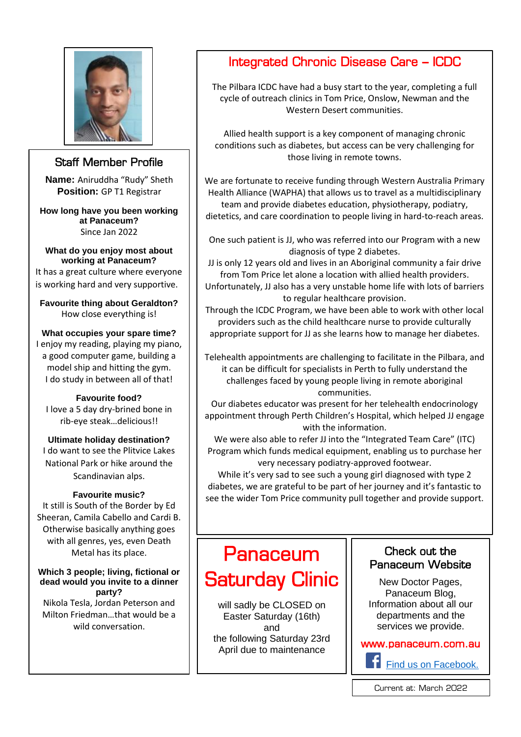## Staff Member Profile

**Name:** Aniruddha "Rudy" Sheth
**Position:** GP T1 Registrar

**How long have you been working at Panaceum?**
Since Jan 2022

**What do you enjoy most about working at Panaceum?**
It has a great culture where everyone is working hard and very supportive.

**Favourite thing about Geraldton?**
How close everything is!

**What occupies your spare time?**
I enjoy my reading, playing my piano, a good computer game, building a model ship and hitting the gym.
I do study in between all of that!

**Favourite food?**
I love a 5 day dry-brined bone in rib-eye steak…delicious!!

**Ultimate holiday destination?**
I do want to see the Plitvice Lakes National Park or hike around the Scandinavian alps.

**Favourite music?**
It still is South of the Border by Ed Sheeran, Camila Cabello and Cardi B. Otherwise basically anything goes with all genres, yes, even Death Metal has its place.

**Which 3 people; living, fictional or dead would you invite to a dinner party?**
Nikola Tesla, Jordan Peterson and Milton Friedman…that would be a wild conversation.

## Integrated Chronic Disease Care – ICDC

The Pilbara ICDC have had a busy start to the year, completing a full cycle of outreach clinics in Tom Price, Onslow, Newman and the Western Desert communities.

Allied health support is a key component of managing chronic conditions such as diabetes, but access can be very challenging for those living in remote towns.

We are fortunate to receive funding through Western Australia Primary Health Alliance (WAPHA) that allows us to travel as a multidisciplinary team and provide diabetes education, physiotherapy, podiatry, dietetics, and care coordination to people living in hard-to-reach areas.

One such patient is JJ, who was referred into our Program with a new diagnosis of type 2 diabetes.
JJ is only 12 years old and lives in an Aboriginal community a fair drive from Tom Price let alone a location with allied health providers.
Unfortunately, JJ also has a very unstable home life with lots of barriers to regular healthcare provision.
Through the ICDC Program, we have been able to work with other local providers such as the child healthcare nurse to provide culturally appropriate support for JJ as she learns how to manage her diabetes.

Telehealth appointments are challenging to facilitate in the Pilbara, and it can be difficult for specialists in Perth to fully understand the challenges faced by young people living in remote aboriginal communities.
Our diabetes educator was present for her telehealth endocrinology appointment through Perth Children's Hospital, which helped JJ engage with the information.
We were also able to refer JJ into the "Integrated Team Care" (ITC) Program which funds medical equipment, enabling us to purchase her very necessary podiatry-approved footwear.
While it's very sad to see such a young girl diagnosed with type 2 diabetes, we are grateful to be part of her journey and it's fantastic to see the wider Tom Price community pull together and provide support.

## Panaceum Saturday Clinic

will sadly be CLOSED on Easter Saturday (16th)
and
the following Saturday 23rd April due to maintenance

## Check out the Panaceum Website

New Doctor Pages,
Panaceum Blog,
Information about all our departments and the services we provide.

www.panaceum.com.au

Find us on Facebook.

Current at: March 2022